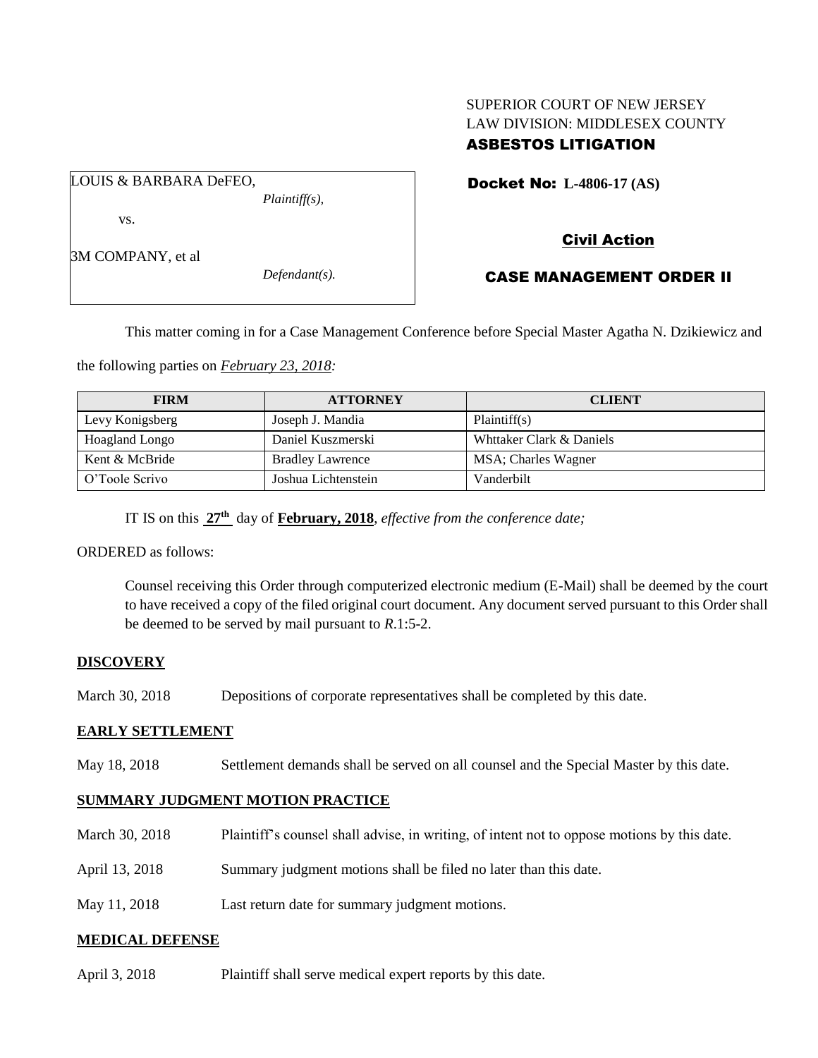SUPERIOR COURT OF NEW JERSEY
LAW DIVISION: MIDDLESEX COUNTY
**ASBESTOS LITIGATION**

LOUIS & BARBARA DeFEO,
*Plaintiff(s),*

vs.

3M COMPANY, et al
*Defendant(s).*

**Docket No: L-4806-17 (AS)**

**Civil Action**

**CASE MANAGEMENT ORDER II**

This matter coming in for a Case Management Conference before Special Master Agatha N. Dzikiewicz and the following parties on *February 23, 2018:*

| FIRM | ATTORNEY | CLIENT |
|---|---|---|
| Levy Konigsberg | Joseph J. Mandia | Plaintiff(s) |
| Hoagland Longo | Daniel Kuszmerski | Whttaker Clark & Daniels |
| Kent & McBride | Bradley Lawrence | MSA; Charles Wagner |
| O'Toole Scrivo | Joshua Lichtenstein | Vanderbilt |

IT IS on this **27th** day of **February, 2018**, *effective from the conference date;*

ORDERED as follows:

Counsel receiving this Order through computerized electronic medium (E-Mail) shall be deemed by the court to have received a copy of the filed original court document. Any document served pursuant to this Order shall be deemed to be served by mail pursuant to *R*.1:5-2.

**DISCOVERY**

March 30, 2018 Depositions of corporate representatives shall be completed by this date.

**EARLY SETTLEMENT**

May 18, 2018 Settlement demands shall be served on all counsel and the Special Master by this date.

**SUMMARY JUDGMENT MOTION PRACTICE**

March 30, 2018 Plaintiff's counsel shall advise, in writing, of intent not to oppose motions by this date.

April 13, 2018 Summary judgment motions shall be filed no later than this date.

May 11, 2018 Last return date for summary judgment motions.

**MEDICAL DEFENSE**

April 3, 2018 Plaintiff shall serve medical expert reports by this date.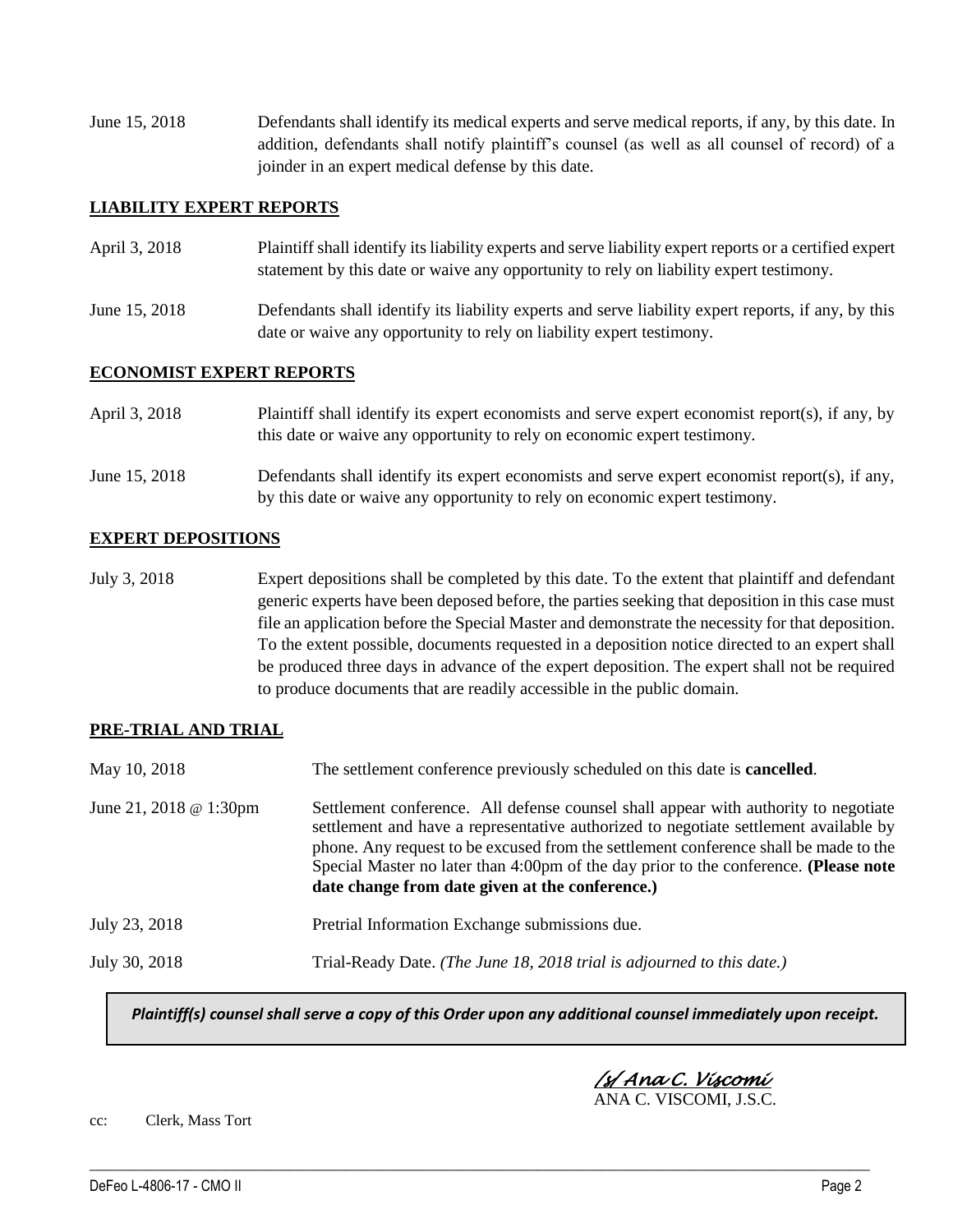June 15, 2018 Defendants shall identify its medical experts and serve medical reports, if any, by this date. In addition, defendants shall notify plaintiff's counsel (as well as all counsel of record) of a joinder in an expert medical defense by this date.

## LIABILITY EXPERT REPORTS

| | |
|---|---|
| April 3, 2018 | Plaintiff shall identify its liability experts and serve liability expert reports or a certified expert statement by this date or waive any opportunity to rely on liability expert testimony. |
| June 15, 2018 | Defendants shall identify its liability experts and serve liability expert reports, if any, by this date or waive any opportunity to rely on liability expert testimony. |

## ECONOMIST EXPERT REPORTS

| | |
|---|---|
| April 3, 2018 | Plaintiff shall identify its expert economists and serve expert economist report(s), if any, by this date or waive any opportunity to rely on economic expert testimony. |
| June 15, 2018 | Defendants shall identify its expert economists and serve expert economist report(s), if any, by this date or waive any opportunity to rely on economic expert testimony. |

## EXPERT DEPOSITIONS

| | |
|---|---|
| July 3, 2018 | Expert depositions shall be completed by this date. To the extent that plaintiff and defendant generic experts have been deposed before, the parties seeking that deposition in this case must file an application before the Special Master and demonstrate the necessity for that deposition. To the extent possible, documents requested in a deposition notice directed to an expert shall be produced three days in advance of the expert deposition. The expert shall not be required to produce documents that are readily accessible in the public domain. |

## PRE-TRIAL AND TRIAL

| | |
|---|---|
| May 10, 2018 | The settlement conference previously scheduled on this date is **cancelled**. |
| June 21, 2018 @ 1:30pm | Settlement conference. All defense counsel shall appear with authority to negotiate settlement and have a representative authorized to negotiate settlement available by phone. Any request to be excused from the settlement conference shall be made to the Special Master no later than 4:00pm of the day prior to the conference. **(Please note date change from date given at the conference.)** |
| July 23, 2018 | Pretrial Information Exchange submissions due. |
| July 30, 2018 | Trial-Ready Date. *(The June 18, 2018 trial is adjourned to this date.)* |

***Plaintiff(s) counsel shall serve a copy of this Order upon any additional counsel immediately upon receipt.***

*/s/ Ana C. Viscomi*
ANA C. VISCOMI, J.S.C.

cc: Clerk, Mass Tort

DeFeo L-4806-17 - CMO II